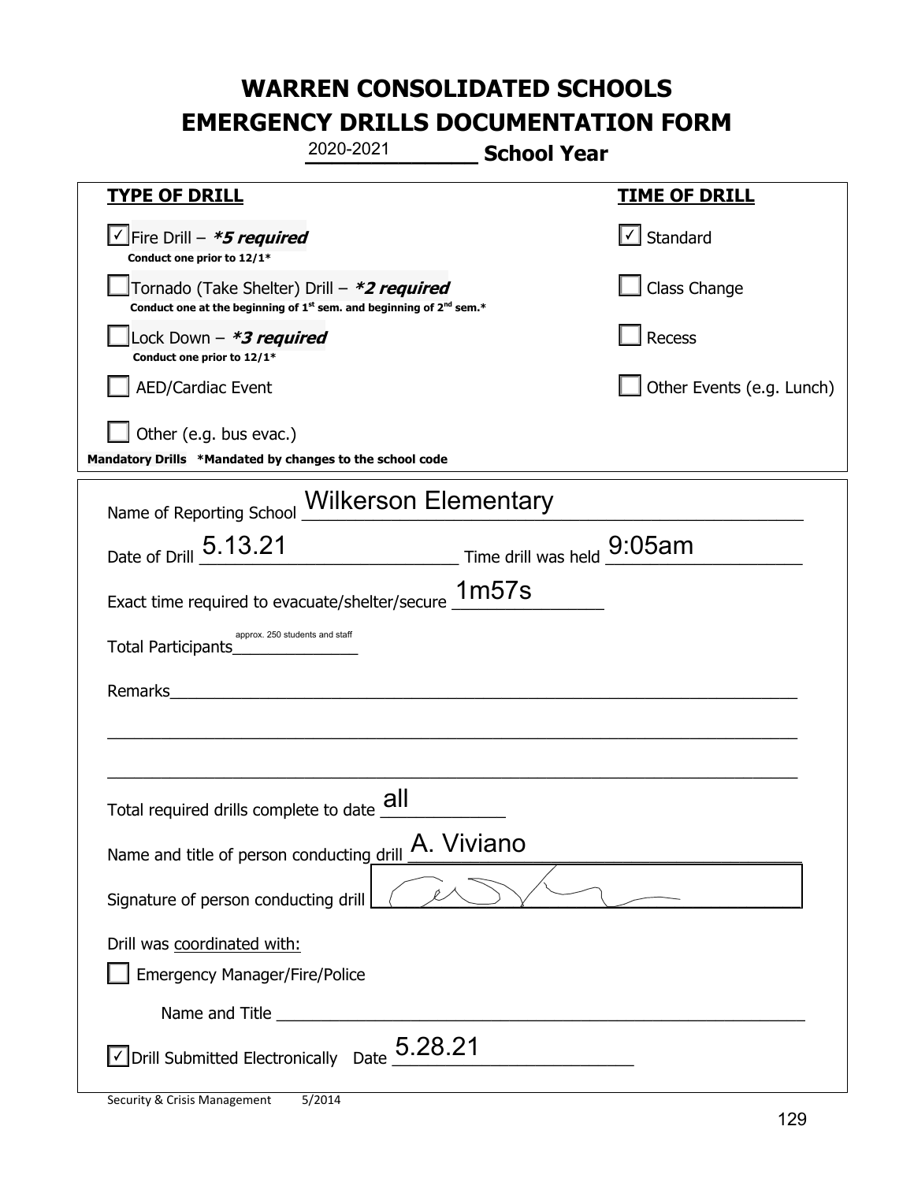# WARREN CONSOLIDATED SCHOOLS
# EMERGENCY DRILLS DOCUMENTATION FORM

2020-2021 **School Year**

| **TYPE OF DRILL** | **TIME OF DRILL** |
|---|---|
| ☑ Fire Drill – ***5 required*** Conduct one prior to 12/1* | ☑ Standard |
| ☐ Tornado (Take Shelter) Drill – ***2 required*** Conduct one at the beginning of 1st sem. and beginning of 2nd sem.* | ☐ Class Change |
| ☐ Lock Down – ***3 required*** Conduct one prior to 12/1* | ☐ Recess |
| ☐ AED/Cardiac Event | ☐ Other Events (e.g. Lunch) |
| ☐ Other (e.g. bus evac.) | |

**Mandatory Drills** ***Mandated by changes to the school code**

Name of Reporting School: Wilkerson Elementary

Date of Drill: 5.13.21 Time drill was held: 9:05am

Exact time required to evacuate/shelter/secure: 1m57s

Total Participants: approx. 250 students and staff

Remarks:

Total required drills complete to date: all

Name and title of person conducting drill: A. Viviano

Signature of person conducting drill: [signature]

Drill was coordinated with:

☐ Emergency Manager/Fire/Police

Name and Title:

☑ Drill Submitted Electronically Date: 5.28.21

Security & Crisis Management 5/2014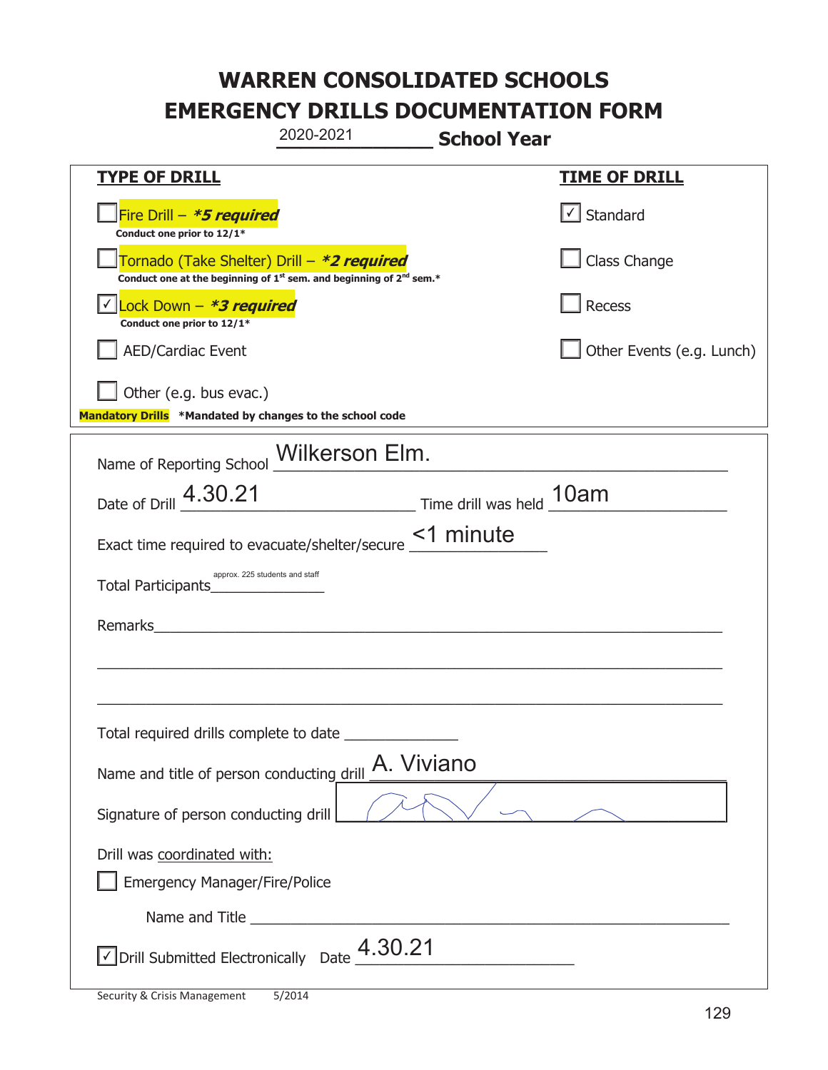# WARREN CONSOLIDATED SCHOOLS
# EMERGENCY DRILLS DOCUMENTATION FORM

2020-2021 **School Year**

| TYPE OF DRILL | TIME OF DRILL |
|---|---|
| ☐ Fire Drill – ***5 required*** <br> **Conduct one prior to 12/1*** | ☑ Standard |
| ☐ Tornado (Take Shelter) Drill – ***2 required*** <br> **Conduct one at the beginning of 1st sem. and beginning of 2nd sem.*** | ☐ Class Change |
| ☑ Lock Down – ***3 required*** <br> **Conduct one prior to 12/1*** | ☐ Recess |
| ☐ AED/Cardiac Event | ☐ Other Events (e.g. Lunch) |
| ☐ Other (e.g. bus evac.) | |

**Mandatory Drills** **\*Mandated by changes to the school code**

Name of Reporting School: Wilkerson Elm.

Date of Drill: 4.30.21 Time drill was held: 10am

Exact time required to evacuate/shelter/secure: <1 minute

Total Participants: approx. 225 students and staff

Remarks: ______________________________

Total required drills complete to date: ____________

Name and title of person conducting drill: A. Viviano

Signature of person conducting drill: [signature]

Drill was coordinated with:

☐ Emergency Manager/Fire/Police

Name and Title: ______________________________

☑ Drill Submitted Electronically Date: 4.30.21

Security & Crisis Management 5/2014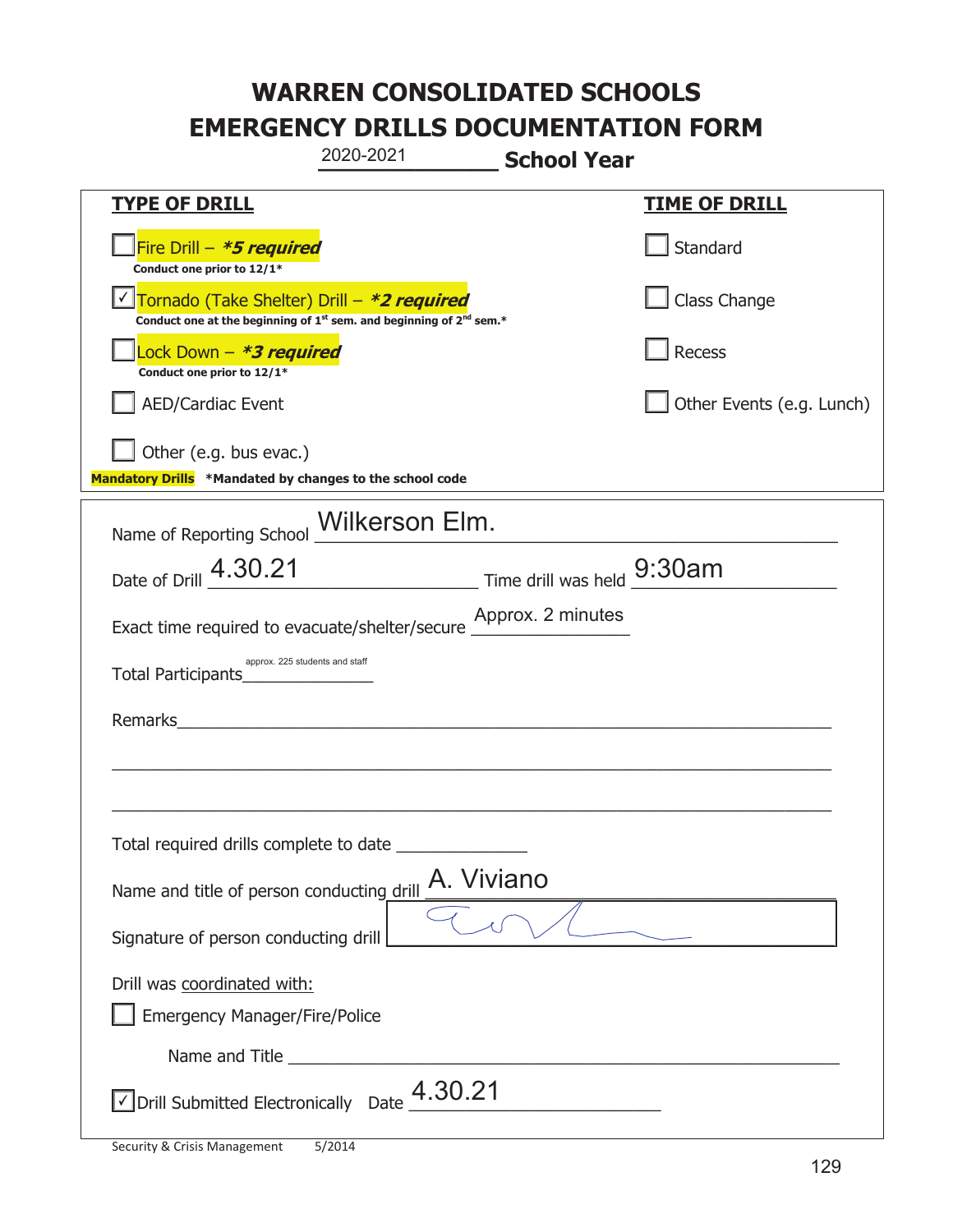# WARREN CONSOLIDATED SCHOOLS
# EMERGENCY DRILLS DOCUMENTATION FORM

2020-2021 **School Year**

**TYPE OF DRILL**

- ☐ Fire Drill – ***5 required**
  **Conduct one prior to 12/1***
- ☑ Tornado (Take Shelter) Drill – ***2 required**
  **Conduct one at the beginning of 1st sem. and beginning of 2nd sem.***
- ☐ Lock Down – ***3 required**
  **Conduct one prior to 12/1***
- ☐ AED/Cardiac Event
- ☐ Other (e.g. bus evac.)

**Mandatory Drills** ***Mandated by changes to the school code**

**TIME OF DRILL**

- ☐ Standard
- ☐ Class Change
- ☐ Recess
- ☐ Other Events (e.g. Lunch)

Name of Reporting School: Wilkerson Elm.

Date of Drill: 4.30.21 Time drill was held: 9:30am

Exact time required to evacuate/shelter/secure: Approx. 2 minutes

Total Participants: approx. 225 students and staff

Remarks: ______________________________

Total required drills complete to date: ______________

Name and title of person conducting drill: A. Viviano

Signature of person conducting drill: [signature]

Drill was coordinated with:

- ☐ Emergency Manager/Fire/Police

  Name and Title: ______________________________

- ☑ Drill Submitted Electronically Date: 4.30.21

Security & Crisis Management 5/2014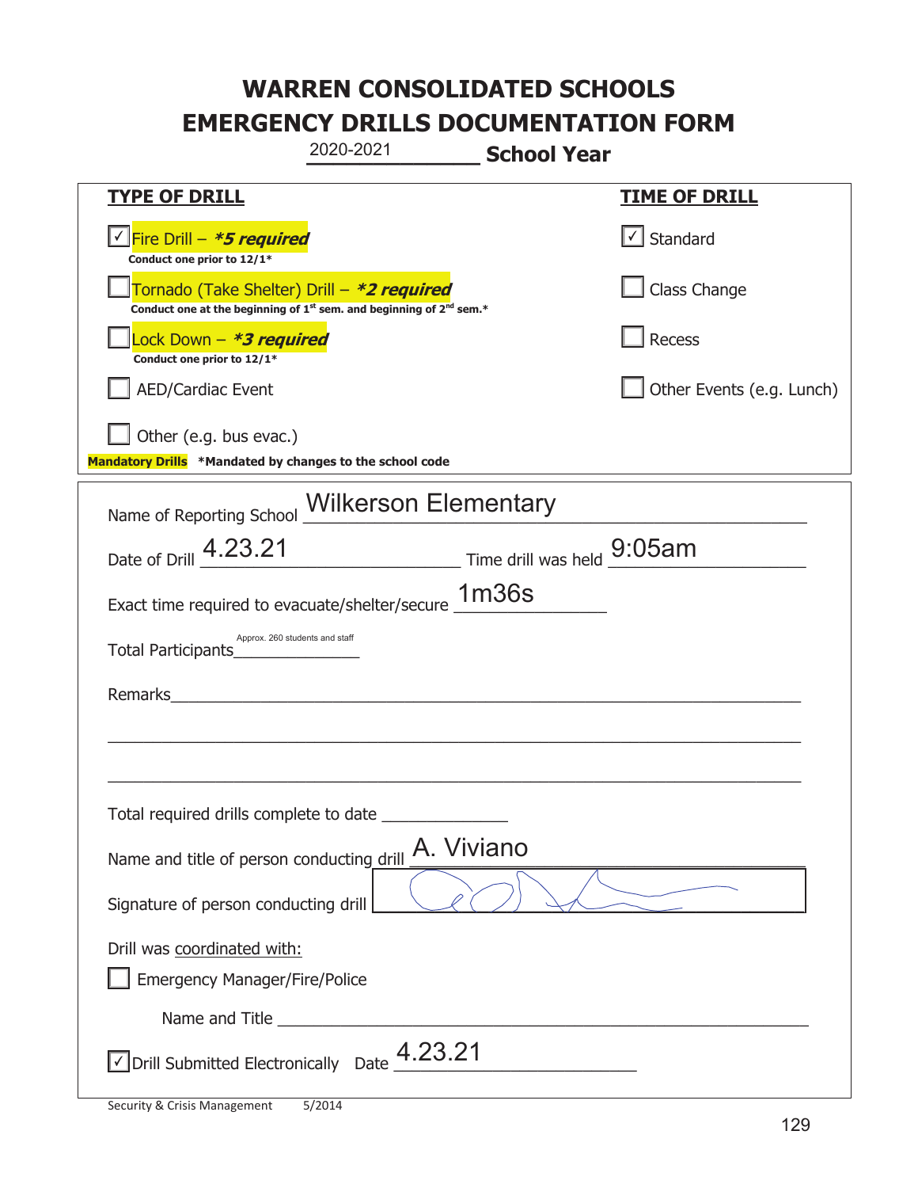# WARREN CONSOLIDATED SCHOOLS
# EMERGENCY DRILLS DOCUMENTATION FORM

2020-2021 **School Year**

| **TYPE OF DRILL** | **TIME OF DRILL** |
|---|---|
| ☑ Fire Drill – ***5 required** <br> **Conduct one prior to 12/1*** | ☑ Standard |
| ☐ Tornado (Take Shelter) Drill – ***2 required** <br> **Conduct one at the beginning of 1st sem. and beginning of 2nd sem.*** | ☐ Class Change |
| ☐ Lock Down – ***3 required** <br> **Conduct one prior to 12/1*** | ☐ Recess |
| ☐ AED/Cardiac Event | ☐ Other Events (e.g. Lunch) |
| ☐ Other (e.g. bus evac.) | |

**Mandatory Drills** ***Mandated by changes to the school code**

Name of Reporting School: Wilkerson Elementary

Date of Drill: 4.23.21 Time drill was held: 9:05am

Exact time required to evacuate/shelter/secure: 1m36s

Total Participants: Approx. 260 students and staff

Remarks: ______________________________

Total required drills complete to date: ______________

Name and title of person conducting drill: A. Viviano

Signature of person conducting drill: [signature]

Drill was coordinated with:

☐ Emergency Manager/Fire/Police

Name and Title: ______________________________

☑ Drill Submitted Electronically Date: 4.23.21

Security & Crisis Management 5/2014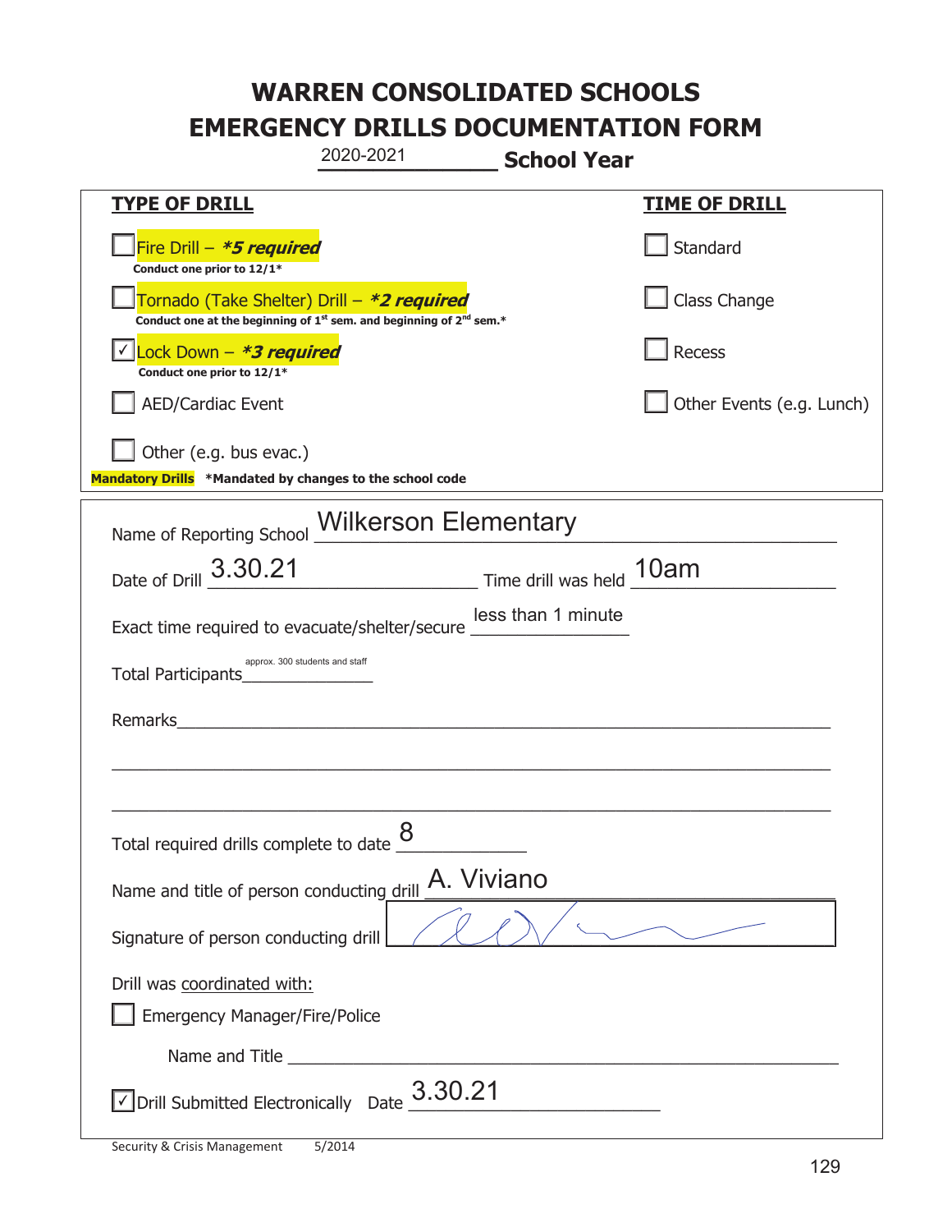# WARREN CONSOLIDATED SCHOOLS
# EMERGENCY DRILLS DOCUMENTATION FORM

2020-2021 **School Year**

| **TYPE OF DRILL** | **TIME OF DRILL** |
|---|---|
| ☐ Fire Drill – ***5 required*** <br> **Conduct one prior to 12/1*** | ☐ Standard |
| ☐ Tornado (Take Shelter) Drill – ***2 required*** <br> **Conduct one at the beginning of 1st sem. and beginning of 2nd sem.*** | ☐ Class Change |
| ☑ Lock Down – ***3 required*** <br> **Conduct one prior to 12/1*** | ☐ Recess |
| ☐ AED/Cardiac Event | ☐ Other Events (e.g. Lunch) |
| ☐ Other (e.g. bus evac.) | |

**Mandatory Drills** ***Mandated by changes to the school code**

Name of Reporting School: Wilkerson Elementary

Date of Drill: 3.30.21 Time drill was held: 10am

Exact time required to evacuate/shelter/secure: less than 1 minute

Total Participants: approx. 300 students and staff

Remarks: ______________________________

Total required drills complete to date: 8

Name and title of person conducting drill: A. Viviano

Signature of person conducting drill: [signature]

Drill was coordinated with:

☐ Emergency Manager/Fire/Police

Name and Title ______________________________

☑ Drill Submitted Electronically Date: 3.30.21

Security & Crisis Management 5/2014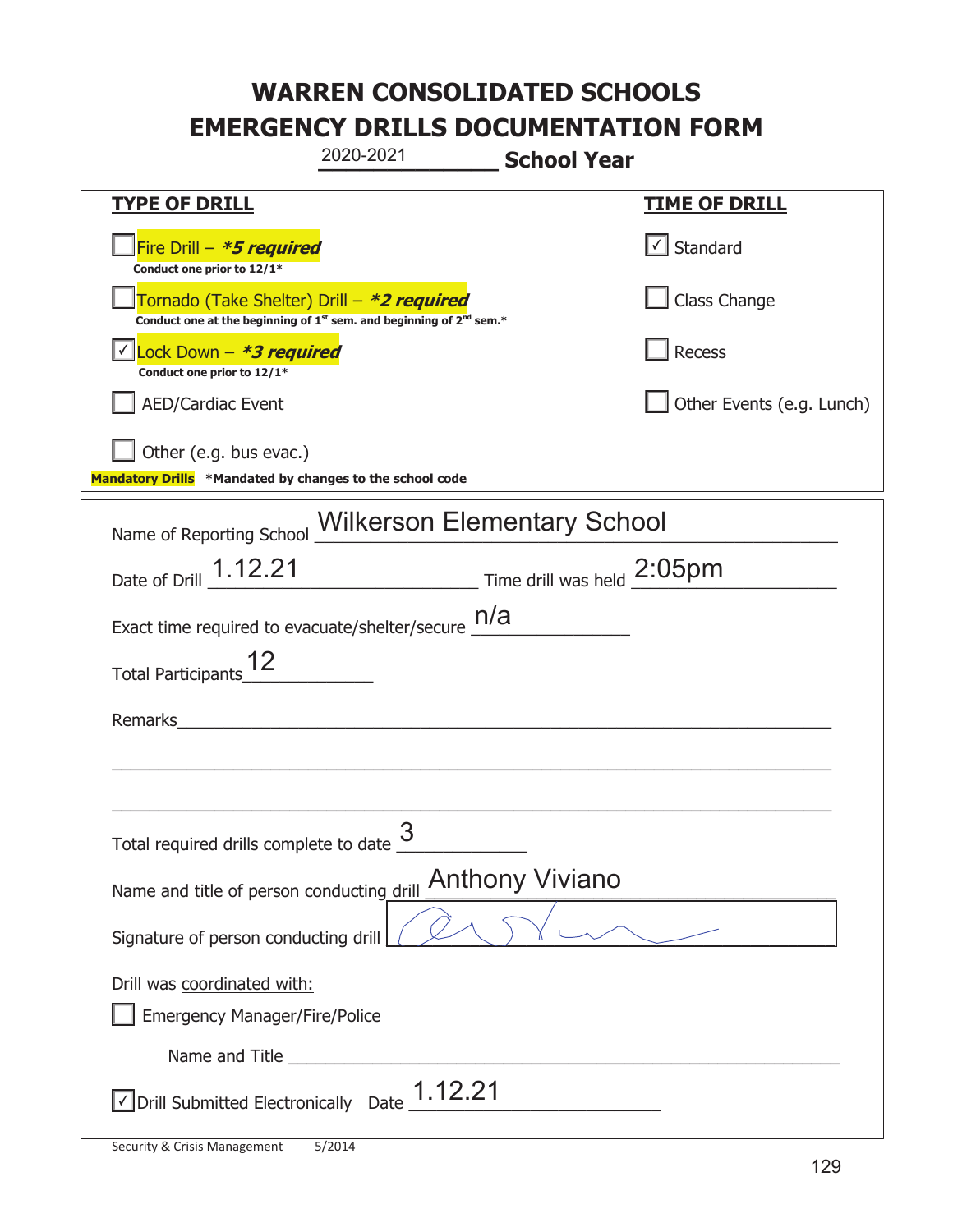# WARREN CONSOLIDATED SCHOOLS
# EMERGENCY DRILLS DOCUMENTATION FORM

2020-2021 **School Year**

| **TYPE OF DRILL** | **TIME OF DRILL** |
|---|---|
| ☐ Fire Drill – ***5 required*** <br> **Conduct one prior to 12/1*** | ☑ Standard |
| ☐ Tornado (Take Shelter) Drill – ***2 required*** <br> **Conduct one at the beginning of 1st sem. and beginning of 2nd sem.*** | ☐ Class Change |
| ☑ Lock Down – ***3 required*** <br> **Conduct one prior to 12/1*** | ☐ Recess |
| ☐ AED/Cardiac Event | ☐ Other Events (e.g. Lunch) |
| ☐ Other (e.g. bus evac.) | |

**Mandatory Drills** **\*Mandated by changes to the school code**

Name of Reporting School: Wilkerson Elementary School

Date of Drill: 1.12.21 Time drill was held: 2:05pm

Exact time required to evacuate/shelter/secure: n/a

Total Participants: 12

Remarks: ______________________________________________

Total required drills complete to date: 3

Name and title of person conducting drill: Anthony Viviano

Signature of person conducting drill: [signature]

Drill was coordinated with:

☐ Emergency Manager/Fire/Police

Name and Title ______________________________________________

☑ Drill Submitted Electronically Date: 1.12.21

Security & Crisis Management 5/2014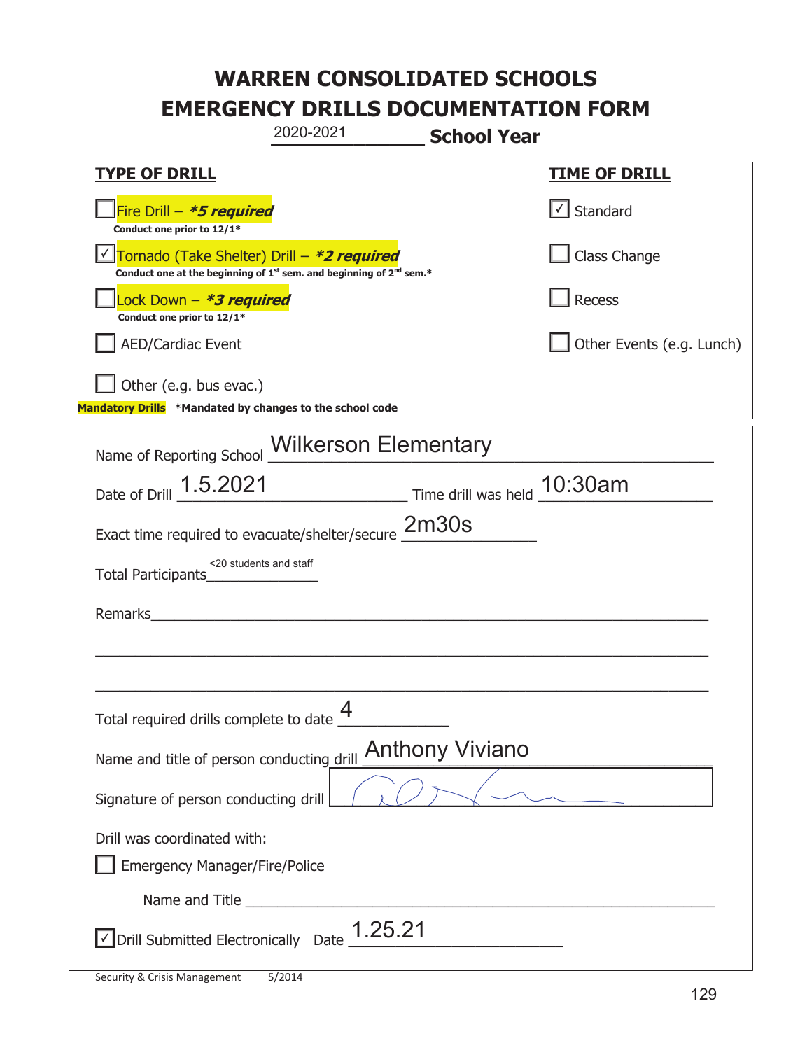# WARREN CONSOLIDATED SCHOOLS
# EMERGENCY DRILLS DOCUMENTATION FORM

2020-2021 **School Year**

| **TYPE OF DRILL** | **TIME OF DRILL** |
|---|---|
| ☐ Fire Drill – ***5 required*** <br> **Conduct one prior to 12/1*** | ☑ Standard |
| ☑ Tornado (Take Shelter) Drill – ***2 required*** <br> **Conduct one at the beginning of 1st sem. and beginning of 2nd sem.*** | ☐ Class Change |
| ☐ Lock Down – ***3 required*** <br> **Conduct one prior to 12/1*** | ☐ Recess |
| ☐ AED/Cardiac Event | ☐ Other Events (e.g. Lunch) |
| ☐ Other (e.g. bus evac.) | |

**Mandatory Drills** **\*Mandated by changes to the school code**

Name of Reporting School: Wilkerson Elementary

Date of Drill: 1.5.2021 Time drill was held: 10:30am

Exact time required to evacuate/shelter/secure: 2m30s

Total Participants: <20 students and staff

Remarks: ______________________________

Total required drills complete to date: 4

Name and title of person conducting drill: Anthony Viviano

Signature of person conducting drill: [signature]

Drill was coordinated with:

☐ Emergency Manager/Fire/Police

Name and Title ______________________________

☑ Drill Submitted Electronically Date: 1.25.21

Security & Crisis Management 5/2014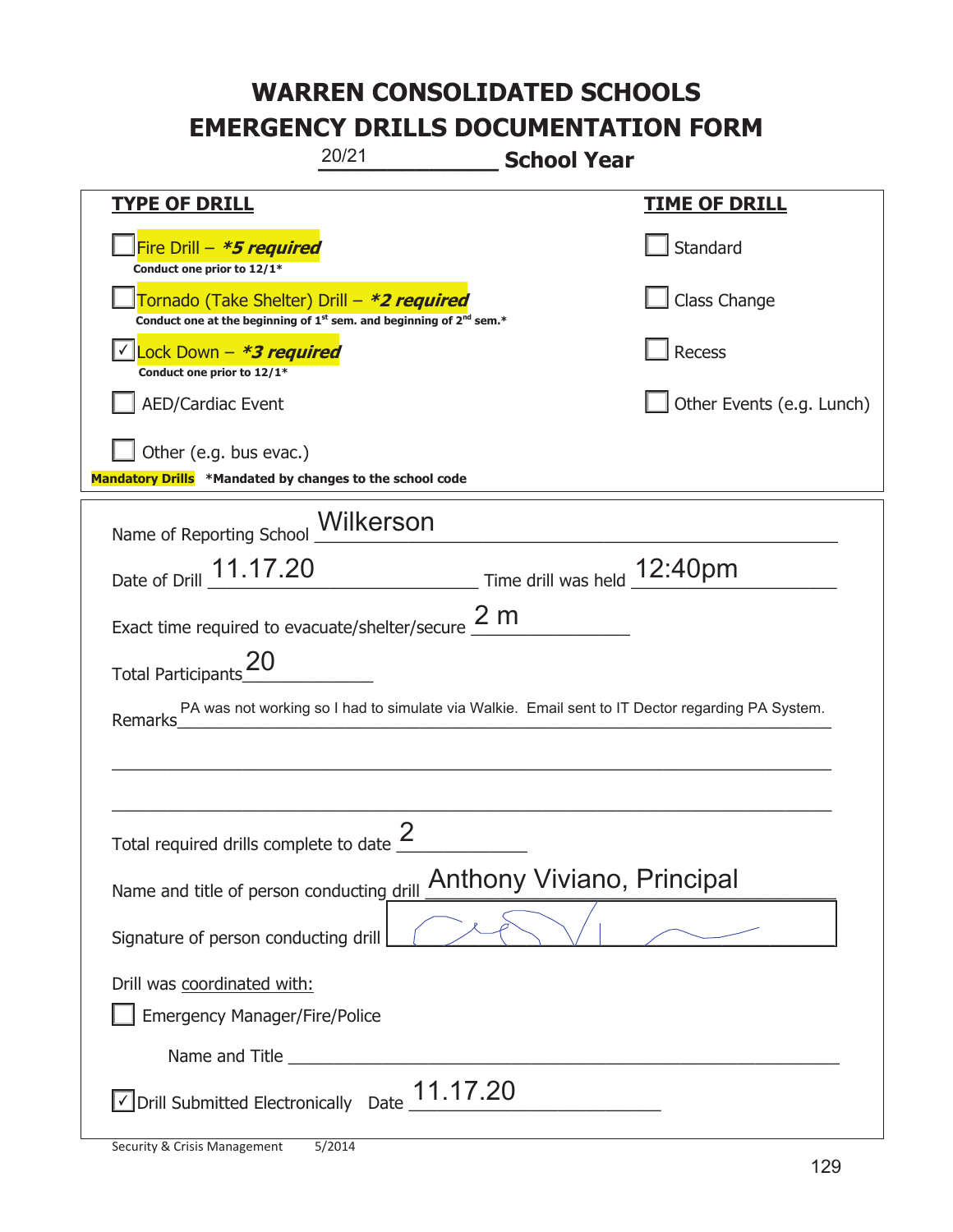# WARREN CONSOLIDATED SCHOOLS
# EMERGENCY DRILLS DOCUMENTATION FORM

20/21 **School Year**

| **TYPE OF DRILL** | **TIME OF DRILL** |
|---|---|
| ☐ Fire Drill – ***5 required*** <br> **Conduct one prior to 12/1*** | ☐ Standard |
| ☐ Tornado (Take Shelter) Drill – ***2 required*** <br> **Conduct one at the beginning of 1st sem. and beginning of 2nd sem.*** | ☐ Class Change |
| ☑ Lock Down – ***3 required*** <br> **Conduct one prior to 12/1*** | ☐ Recess |
| ☐ AED/Cardiac Event | ☐ Other Events (e.g. Lunch) |
| ☐ Other (e.g. bus evac.) | |

**Mandatory Drills** **\*Mandated by changes to the school code**

Name of Reporting School: Wilkerson

Date of Drill: 11.17.20 Time drill was held: 12:40pm

Exact time required to evacuate/shelter/secure: 2 m

Total Participants: 20

Remarks: PA was not working so I had to simulate via Walkie. Email sent to IT Dector regarding PA System.

Total required drills complete to date: 2

Name and title of person conducting drill: Anthony Viviano, Principal

Signature of person conducting drill: [signature]

Drill was coordinated with:

☐ Emergency Manager/Fire/Police

Name and Title ____________________

☑ Drill Submitted Electronically Date: 11.17.20

Security & Crisis Management 5/2014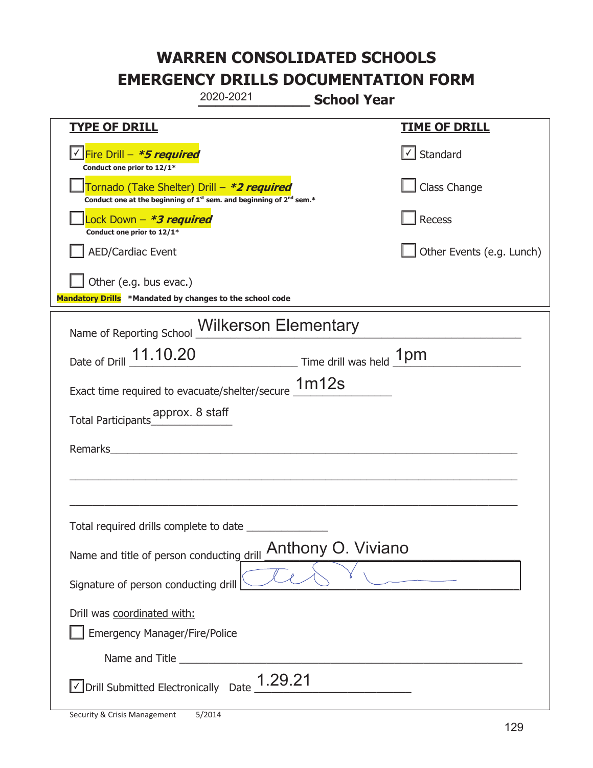# WARREN CONSOLIDATED SCHOOLS
# EMERGENCY DRILLS DOCUMENTATION FORM

2020-2021 **School Year**

| **TYPE OF DRILL** | **TIME OF DRILL** |
|---|---|
| ☑ Fire Drill – ***5 required*** <br> **Conduct one prior to 12/1*** | ☑ Standard |
| ☐ Tornado (Take Shelter) Drill – ***2 required*** <br> **Conduct one at the beginning of 1st sem. and beginning of 2nd sem.*** | ☐ Class Change |
| ☐ Lock Down – ***3 required*** <br> **Conduct one prior to 12/1*** | ☐ Recess |
| ☐ AED/Cardiac Event | ☐ Other Events (e.g. Lunch) |
| ☐ Other (e.g. bus evac.) | |

**Mandatory Drills** **\*Mandated by changes to the school code**

Name of Reporting School: Wilkerson Elementary

Date of Drill: 11.10.20 Time drill was held: 1pm

Exact time required to evacuate/shelter/secure: 1m12s

Total Participants: approx. 8 staff

Remarks: ______________________________

Total required drills complete to date: ______________

Name and title of person conducting drill: Anthony O. Viviano

Signature of person conducting drill: [signature]

Drill was coordinated with:

☐ Emergency Manager/Fire/Police

Name and Title: ______________________________

☑ Drill Submitted Electronically Date: 1.29.21

Security & Crisis Management 5/2014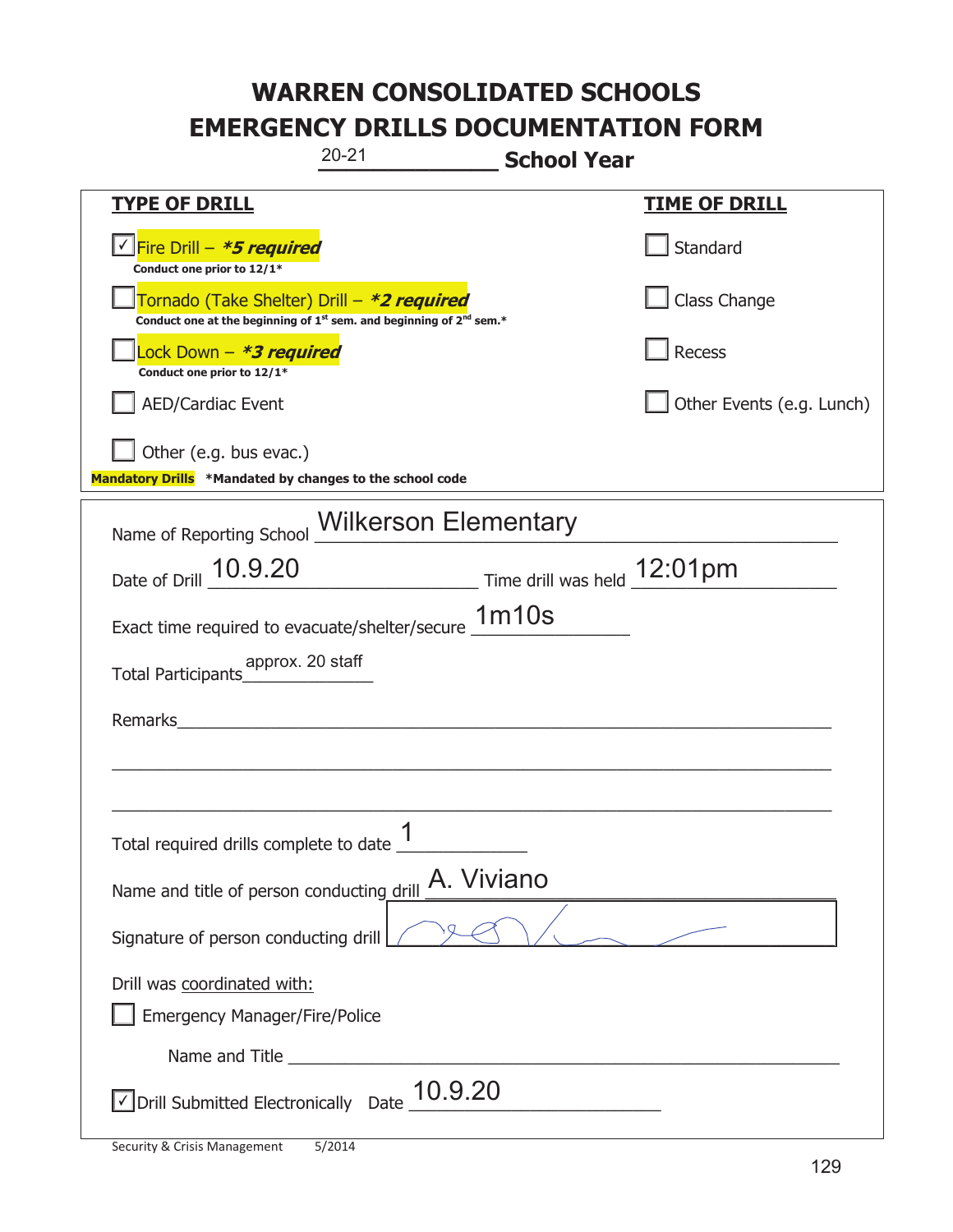# WARREN CONSOLIDATED SCHOOLS
# EMERGENCY DRILLS DOCUMENTATION FORM

20-21 **School Year**

| **TYPE OF DRILL** | **TIME OF DRILL** |
|---|---|
| ☑ Fire Drill – ***5 required*** <br> **Conduct one prior to 12/1*** | ☐ Standard |
| ☐ Tornado (Take Shelter) Drill – ***2 required*** <br> **Conduct one at the beginning of 1st sem. and beginning of 2nd sem.*** | ☐ Class Change |
| ☐ Lock Down – ***3 required*** <br> **Conduct one prior to 12/1*** | ☐ Recess |
| ☐ AED/Cardiac Event | ☐ Other Events (e.g. Lunch) |
| ☐ Other (e.g. bus evac.) | |

**Mandatory Drills** ***Mandated by changes to the school code**

Name of Reporting School: Wilkerson Elementary

Date of Drill: 10.9.20  Time drill was held: 12:01pm

Exact time required to evacuate/shelter/secure: 1m10s

Total Participants: approx. 20 staff

Remarks: ______________________________

Total required drills complete to date: 1

Name and title of person conducting drill: A. Viviano

Signature of person conducting drill: [signature]

Drill was coordinated with:

☐ Emergency Manager/Fire/Police

Name and Title ______________________________

☑ Drill Submitted Electronically  Date: 10.9.20

Security & Crisis Management 5/2014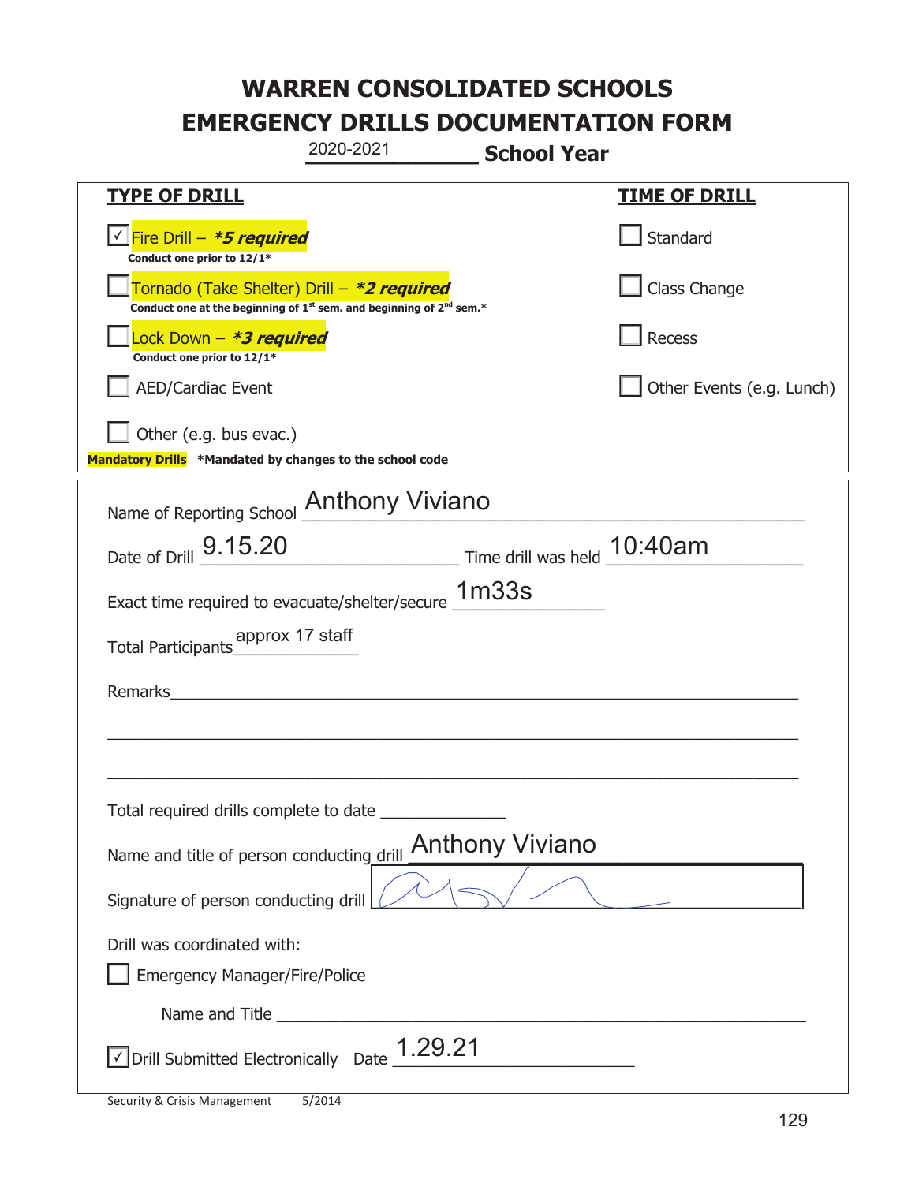# WARREN CONSOLIDATED SCHOOLS
# EMERGENCY DRILLS DOCUMENTATION FORM

2020-2021 **School Year**

| **TYPE OF DRILL** | **TIME OF DRILL** |
|---|---|
| ☑ Fire Drill – ***5 required*** <br> **Conduct one prior to 12/1*** | ☐ Standard |
| ☐ Tornado (Take Shelter) Drill – ***2 required*** <br> **Conduct one at the beginning of 1st sem. and beginning of 2nd sem.*** | ☐ Class Change |
| ☐ Lock Down – ***3 required*** <br> **Conduct one prior to 12/1*** | ☐ Recess |
| ☐ AED/Cardiac Event | ☐ Other Events (e.g. Lunch) |
| ☐ Other (e.g. bus evac.) | |

**Mandatory Drills** ***Mandated by changes to the school code**

Name of Reporting School: Anthony Viviano

Date of Drill: 9.15.20 Time drill was held: 10:40am

Exact time required to evacuate/shelter/secure: 1m33s

Total Participants: approx 17 staff

Remarks: ______________________________

Total required drills complete to date: ____________

Name and title of person conducting drill: Anthony Viviano

Signature of person conducting drill: [signature]

Drill was coordinated with:

☐ Emergency Manager/Fire/Police

Name and Title: ______________________________

☑ Drill Submitted Electronically Date: 1.29.21

Security & Crisis Management 5/2014